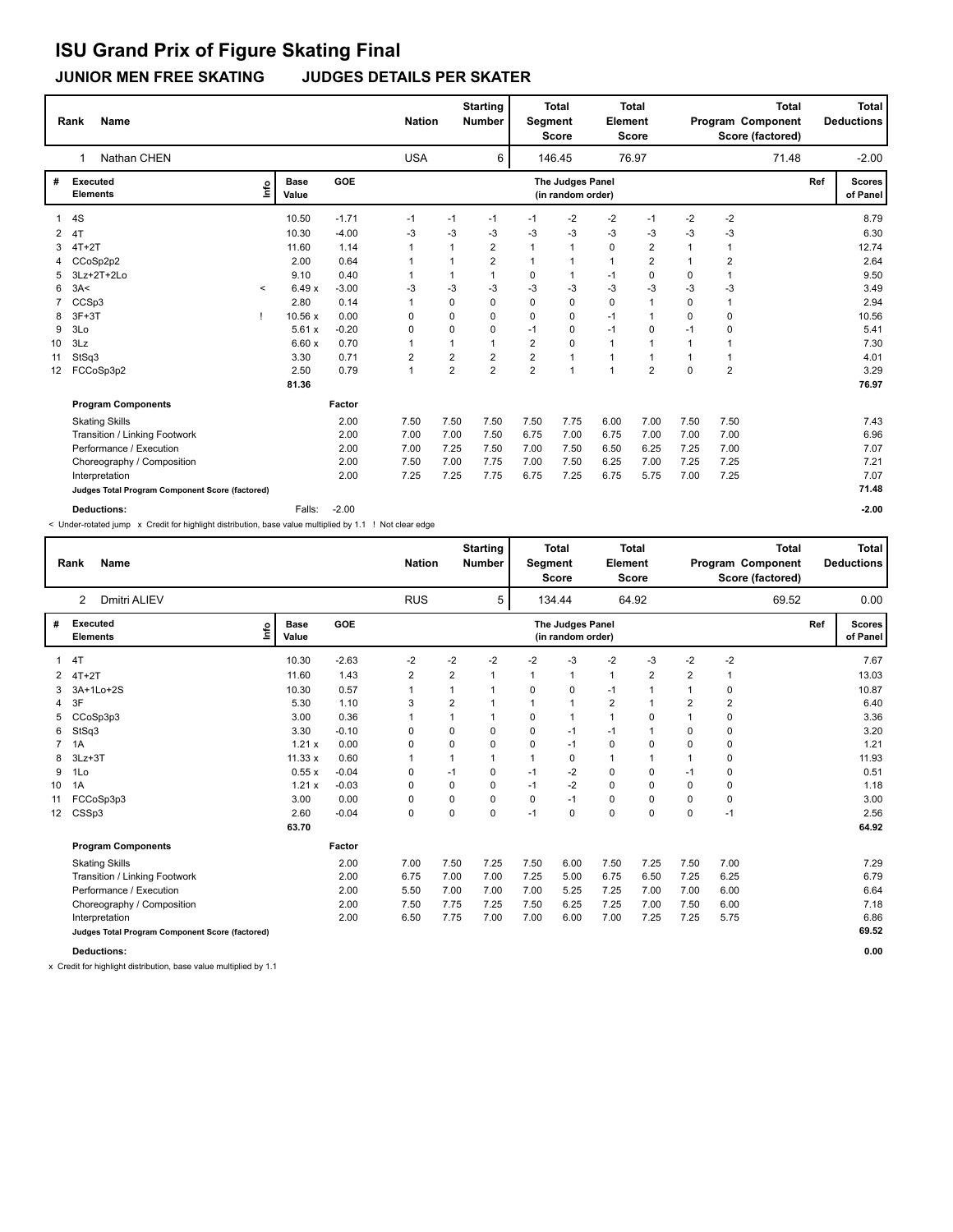# ISU Grand Prix of Figure Skating Final

## JUNIOR MEN FREE SKATING JUDGES DETAILS PER SKATER

| Rank | Name | Nation | Starting Number | Total Segment Score | Total Element Score | Total Program Component Score (factored) | Total Deductions |
|---|---|---|---|---|---|---|---|
| 1 | Nathan CHEN | USA | 6 | 146.45 | 76.97 | 71.48 | -2.00 |

| # | Executed Elements | Info | Base Value | GOE | J1 | J2 | J3 | J4 | J5 | J6 | J7 | J8 | J9 | Ref | Scores of Panel |
|---|---|---|---|---|---|---|---|---|---|---|---|---|---|---|---|
| 1 | 4S | | 10.50 | -1.71 | -1 | -1 | -1 | -1 | -2 | -2 | -1 | -2 | -2 | | 8.79 |
| 2 | 4T | | 10.30 | -4.00 | -3 | -3 | -3 | -3 | -3 | -3 | -3 | -3 | -3 | | 6.30 |
| 3 | 4T+2T | | 11.60 | 1.14 | 1 | 1 | 2 | 1 | 1 | 0 | 2 | 1 | 1 | | 12.74 |
| 4 | CCoSp2p2 | | 2.00 | 0.64 | 1 | 1 | 2 | 1 | 1 | 1 | 2 | 1 | 2 | | 2.64 |
| 5 | 3Lz+2T+2Lo | | 9.10 | 0.40 | 1 | 1 | 1 | 0 | 1 | -1 | 0 | 0 | 1 | | 9.50 |
| 6 | 3A< | < | 6.49 x | -3.00 | -3 | -3 | -3 | -3 | -3 | -3 | -3 | -3 | -3 | | 3.49 |
| 7 | CCSp3 | | 2.80 | 0.14 | 1 | 0 | 0 | 0 | 0 | 0 | 1 | 0 | 1 | | 2.94 |
| 8 | 3F+3T | ! | 10.56 x | 0.00 | 0 | 0 | 0 | 0 | 0 | -1 | 1 | 0 | 0 | | 10.56 |
| 9 | 3Lo | | 5.61 x | -0.20 | 0 | 0 | 0 | -1 | 0 | -1 | 0 | -1 | 0 | | 5.41 |
| 10 | 3Lz | | 6.60 x | 0.70 | 1 | 1 | 1 | 2 | 0 | 1 | 1 | 1 | 1 | | 7.30 |
| 11 | StSq3 | | 3.30 | 0.71 | 2 | 2 | 2 | 2 | 1 | 1 | 1 | 1 | 1 | | 4.01 |
| 12 | FCCoSp3p2 | | 2.50 | 0.79 | 1 | 2 | 2 | 2 | 1 | 1 | 2 | 0 | 2 | | 3.29 |
| | | | 81.36 | | | | | | | | | | | | 76.97 |

| Program Components | Factor | J1 | J2 | J3 | J4 | J5 | J6 | J7 | J8 | J9 | Scores of Panel |
|---|---|---|---|---|---|---|---|---|---|---|---|
| Skating Skills | 2.00 | 7.50 | 7.50 | 7.50 | 7.50 | 7.75 | 6.00 | 7.00 | 7.50 | 7.50 | 7.43 |
| Transition / Linking Footwork | 2.00 | 7.00 | 7.00 | 7.50 | 6.75 | 7.00 | 6.75 | 7.00 | 7.00 | 7.00 | 6.96 |
| Performance / Execution | 2.00 | 7.00 | 7.25 | 7.50 | 7.00 | 7.50 | 6.50 | 6.25 | 7.25 | 7.00 | 7.07 |
| Choreography / Composition | 2.00 | 7.50 | 7.00 | 7.75 | 7.00 | 7.50 | 6.25 | 7.00 | 7.25 | 7.25 | 7.21 |
| Interpretation | 2.00 | 7.25 | 7.25 | 7.75 | 6.75 | 7.25 | 6.75 | 5.75 | 7.00 | 7.25 | 7.07 |
| Judges Total Program Component Score (factored) | | | | | | | | | | | 71.48 |

**Deductions:** Falls: -2.00 — **-2.00**

< Under-rotated jump x Credit for highlight distribution, base value multiplied by 1.1 ! Not clear edge

| Rank | Name | Nation | Starting Number | Total Segment Score | Total Element Score | Total Program Component Score (factored) | Total Deductions |
|---|---|---|---|---|---|---|---|
| 2 | Dmitri ALIEV | RUS | 5 | 134.44 | 64.92 | 69.52 | 0.00 |

| # | Executed Elements | Info | Base Value | GOE | J1 | J2 | J3 | J4 | J5 | J6 | J7 | J8 | J9 | Ref | Scores of Panel |
|---|---|---|---|---|---|---|---|---|---|---|---|---|---|---|---|
| 1 | 4T | | 10.30 | -2.63 | -2 | -2 | -2 | -2 | -3 | -2 | -3 | -2 | -2 | | 7.67 |
| 2 | 4T+2T | | 11.60 | 1.43 | 2 | 2 | 1 | 1 | 1 | 1 | 2 | 2 | 1 | | 13.03 |
| 3 | 3A+1Lo+2S | | 10.30 | 0.57 | 1 | 1 | 1 | 0 | 0 | -1 | 1 | 1 | 0 | | 10.87 |
| 4 | 3F | | 5.30 | 1.10 | 3 | 2 | 1 | 1 | 1 | 2 | 1 | 2 | 2 | | 6.40 |
| 5 | CCoSp3p3 | | 3.00 | 0.36 | 1 | 1 | 1 | 0 | 1 | 1 | 0 | 1 | 0 | | 3.36 |
| 6 | StSq3 | | 3.30 | -0.10 | 0 | 0 | 0 | 0 | -1 | -1 | 1 | 0 | 0 | | 3.20 |
| 7 | 1A | | 1.21 x | 0.00 | 0 | 0 | 0 | 0 | -1 | 0 | 0 | 0 | 0 | | 1.21 |
| 8 | 3Lz+3T | | 11.33 x | 0.60 | 1 | 1 | 1 | 1 | 0 | 1 | 1 | 1 | 0 | | 11.93 |
| 9 | 1Lo | | 0.55 x | -0.04 | 0 | -1 | 0 | -1 | -2 | 0 | 0 | -1 | 0 | | 0.51 |
| 10 | 1A | | 1.21 x | -0.03 | 0 | 0 | 0 | -1 | -2 | 0 | 0 | 0 | 0 | | 1.18 |
| 11 | FCCoSp3p3 | | 3.00 | 0.00 | 0 | 0 | 0 | 0 | -1 | 0 | 0 | 0 | 0 | | 3.00 |
| 12 | CSSp3 | | 2.60 | -0.04 | 0 | 0 | 0 | -1 | 0 | 0 | 0 | 0 | -1 | | 2.56 |
| | | | 63.70 | | | | | | | | | | | | 64.92 |

| Program Components | Factor | J1 | J2 | J3 | J4 | J5 | J6 | J7 | J8 | J9 | Scores of Panel |
|---|---|---|---|---|---|---|---|---|---|---|---|
| Skating Skills | 2.00 | 7.00 | 7.50 | 7.25 | 7.50 | 6.00 | 7.50 | 7.25 | 7.50 | 7.00 | 7.29 |
| Transition / Linking Footwork | 2.00 | 6.75 | 7.00 | 7.00 | 7.25 | 5.00 | 6.75 | 6.50 | 7.25 | 6.25 | 6.79 |
| Performance / Execution | 2.00 | 5.50 | 7.00 | 7.00 | 7.00 | 5.25 | 7.25 | 7.00 | 7.00 | 6.00 | 6.64 |
| Choreography / Composition | 2.00 | 7.50 | 7.75 | 7.25 | 7.50 | 6.25 | 7.25 | 7.00 | 7.50 | 6.00 | 7.18 |
| Interpretation | 2.00 | 6.50 | 7.75 | 7.00 | 7.00 | 6.00 | 7.00 | 7.25 | 7.25 | 5.75 | 6.86 |
| Judges Total Program Component Score (factored) | | | | | | | | | | | 69.52 |

**Deductions:** **0.00**

x Credit for highlight distribution, base value multiplied by 1.1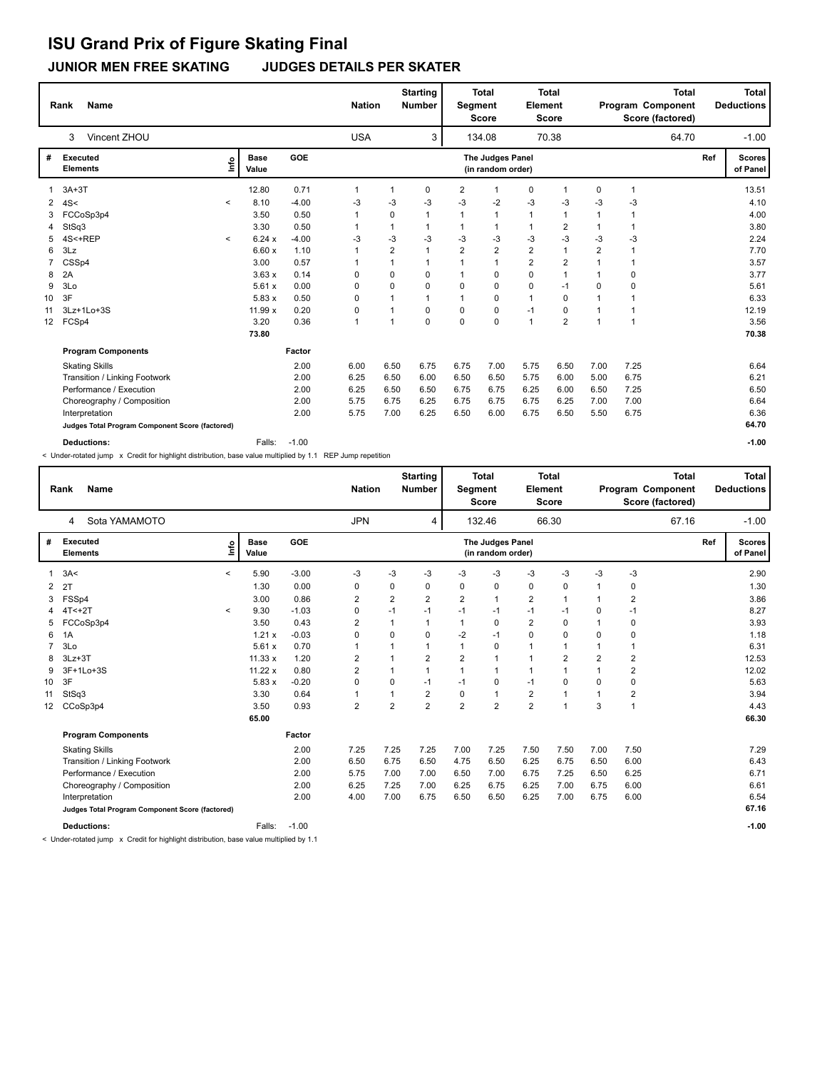# ISU Grand Prix of Figure Skating Final

## JUNIOR MEN FREE SKATING JUDGES DETAILS PER SKATER

| Rank | Name | Nation | Starting Number | Total Segment Score | Total Element Score | Total Program Component Score (factored) | Total Deductions |
|---|---|---|---|---|---|---|---|
| 3 | Vincent ZHOU | USA | 3 | 134.08 | 70.38 | 64.70 | -1.00 |

| # | Executed Elements | Info | Base Value | GOE | J1 | J2 | J3 | J4 | J5 | J6 | J7 | J8 | J9 | Ref | Scores of Panel |
|---|---|---|---|---|---|---|---|---|---|---|---|---|---|---|---|
| 1 | 3A+3T | | 12.80 | 0.71 | 1 | 1 | 0 | 2 | 1 | 0 | 1 | 0 | 1 | | 13.51 |
| 2 | 4S< | < | 8.10 | -4.00 | -3 | -3 | -3 | -3 | -2 | -3 | -3 | -3 | -3 | | 4.10 |
| 3 | FCCoSp3p4 | | 3.50 | 0.50 | 1 | 0 | 1 | 1 | 1 | 1 | 1 | 1 | 1 | | 4.00 |
| 4 | StSq3 | | 3.30 | 0.50 | 1 | 1 | 1 | 1 | 1 | 1 | 2 | 1 | 1 | | 3.80 |
| 5 | 4S<+REP | < | 6.24 x | -4.00 | -3 | -3 | -3 | -3 | -3 | -3 | -3 | -3 | -3 | | 2.24 |
| 6 | 3Lz | | 6.60 x | 1.10 | 1 | 2 | 1 | 2 | 2 | 2 | 1 | 2 | 1 | | 7.70 |
| 7 | CSSp4 | | 3.00 | 0.57 | 1 | 1 | 1 | 1 | 1 | 2 | 2 | 1 | 1 | | 3.57 |
| 8 | 2A | | 3.63 x | 0.14 | 0 | 0 | 0 | 1 | 0 | 0 | 1 | 1 | 0 | | 3.77 |
| 9 | 3Lo | | 5.61 x | 0.00 | 0 | 0 | 0 | 0 | 0 | 0 | -1 | 0 | 0 | | 5.61 |
| 10 | 3F | | 5.83 x | 0.50 | 0 | 1 | 1 | 1 | 0 | 1 | 0 | 1 | 1 | | 6.33 |
| 11 | 3Lz+1Lo+3S | | 11.99 x | 0.20 | 0 | 1 | 0 | 0 | 0 | -1 | 0 | 1 | 1 | | 12.19 |
| 12 | FCSp4 | | 3.20 | 0.36 | 1 | 1 | 0 | 0 | 0 | 1 | 2 | 1 | 1 | | 3.56 |
| | | | 73.80 | | | | | | | | | | | | 70.38 |

| Program Components | Factor | J1 | J2 | J3 | J4 | J5 | J6 | J7 | J8 | J9 | Scores of Panel |
|---|---|---|---|---|---|---|---|---|---|---|---|
| Skating Skills | 2.00 | 6.00 | 6.50 | 6.75 | 6.75 | 7.00 | 5.75 | 6.50 | 7.00 | 7.25 | 6.64 |
| Transition / Linking Footwork | 2.00 | 6.25 | 6.50 | 6.00 | 6.50 | 6.50 | 5.75 | 6.00 | 5.00 | 6.75 | 6.21 |
| Performance / Execution | 2.00 | 6.25 | 6.50 | 6.50 | 6.75 | 6.75 | 6.25 | 6.00 | 6.50 | 7.25 | 6.50 |
| Choreography / Composition | 2.00 | 5.75 | 6.75 | 6.25 | 6.75 | 6.75 | 6.75 | 6.25 | 7.00 | 7.00 | 6.64 |
| Interpretation | 2.00 | 5.75 | 7.00 | 6.25 | 6.50 | 6.00 | 6.75 | 6.50 | 5.50 | 6.75 | 6.36 |
| **Judges Total Program Component Score (factored)** | | | | | | | | | | | 64.70 |

**Deductions:** Falls: -1.00 **-1.00**

< Under-rotated jump x Credit for highlight distribution, base value multiplied by 1.1 REP Jump repetition

| Rank | Name | Nation | Starting Number | Total Segment Score | Total Element Score | Total Program Component Score (factored) | Total Deductions |
|---|---|---|---|---|---|---|---|
| 4 | Sota YAMAMOTO | JPN | 4 | 132.46 | 66.30 | 67.16 | -1.00 |

| # | Executed Elements | Info | Base Value | GOE | J1 | J2 | J3 | J4 | J5 | J6 | J7 | J8 | J9 | Ref | Scores of Panel |
|---|---|---|---|---|---|---|---|---|---|---|---|---|---|---|---|
| 1 | 3A< | < | 5.90 | -3.00 | -3 | -3 | -3 | -3 | -3 | -3 | -3 | -3 | -3 | | 2.90 |
| 2 | 2T | | 1.30 | 0.00 | 0 | 0 | 0 | 0 | 0 | 0 | 0 | 1 | 0 | | 1.30 |
| 3 | FSSp4 | | 3.00 | 0.86 | 2 | 2 | 2 | 2 | 1 | 2 | 1 | 1 | 2 | | 3.86 |
| 4 | 4T<+2T | < | 9.30 | -1.03 | 0 | -1 | -1 | -1 | -1 | -1 | -1 | 0 | -1 | | 8.27 |
| 5 | FCCoSp3p4 | | 3.50 | 0.43 | 2 | 1 | 1 | 1 | 0 | 2 | 0 | 1 | 0 | | 3.93 |
| 6 | 1A | | 1.21 x | -0.03 | 0 | 0 | 0 | -2 | -1 | 0 | 0 | 0 | 0 | | 1.18 |
| 7 | 3Lo | | 5.61 x | 0.70 | 1 | 1 | 1 | 1 | 0 | 1 | 1 | 1 | 1 | | 6.31 |
| 8 | 3Lz+3T | | 11.33 x | 1.20 | 2 | 1 | 2 | 2 | 1 | 1 | 2 | 2 | 2 | | 12.53 |
| 9 | 3F+1Lo+3S | | 11.22 x | 0.80 | 2 | 1 | 1 | 1 | 1 | 1 | 1 | 1 | 2 | | 12.02 |
| 10 | 3F | | 5.83 x | -0.20 | 0 | 0 | -1 | -1 | 0 | -1 | 0 | 0 | 0 | | 5.63 |
| 11 | StSq3 | | 3.30 | 0.64 | 1 | 1 | 2 | 0 | 1 | 2 | 1 | 1 | 2 | | 3.94 |
| 12 | CCoSp3p4 | | 3.50 | 0.93 | 2 | 2 | 2 | 2 | 2 | 2 | 1 | 3 | 1 | | 4.43 |
| | | | 65.00 | | | | | | | | | | | | 66.30 |

| Program Components | Factor | J1 | J2 | J3 | J4 | J5 | J6 | J7 | J8 | J9 | Scores of Panel |
|---|---|---|---|---|---|---|---|---|---|---|---|
| Skating Skills | 2.00 | 7.25 | 7.25 | 7.25 | 7.00 | 7.25 | 7.50 | 7.50 | 7.00 | 7.50 | 7.29 |
| Transition / Linking Footwork | 2.00 | 6.50 | 6.75 | 6.50 | 4.75 | 6.50 | 6.25 | 6.75 | 6.50 | 6.00 | 6.43 |
| Performance / Execution | 2.00 | 5.75 | 7.00 | 7.00 | 6.50 | 7.00 | 6.75 | 7.25 | 6.50 | 6.25 | 6.71 |
| Choreography / Composition | 2.00 | 6.25 | 7.25 | 7.00 | 6.25 | 6.75 | 6.25 | 7.00 | 6.75 | 6.00 | 6.61 |
| Interpretation | 2.00 | 4.00 | 7.00 | 6.75 | 6.50 | 6.50 | 6.25 | 7.00 | 6.75 | 6.00 | 6.54 |
| **Judges Total Program Component Score (factored)** | | | | | | | | | | | 67.16 |

**Deductions:** Falls: -1.00 **-1.00**

< Under-rotated jump x Credit for highlight distribution, base value multiplied by 1.1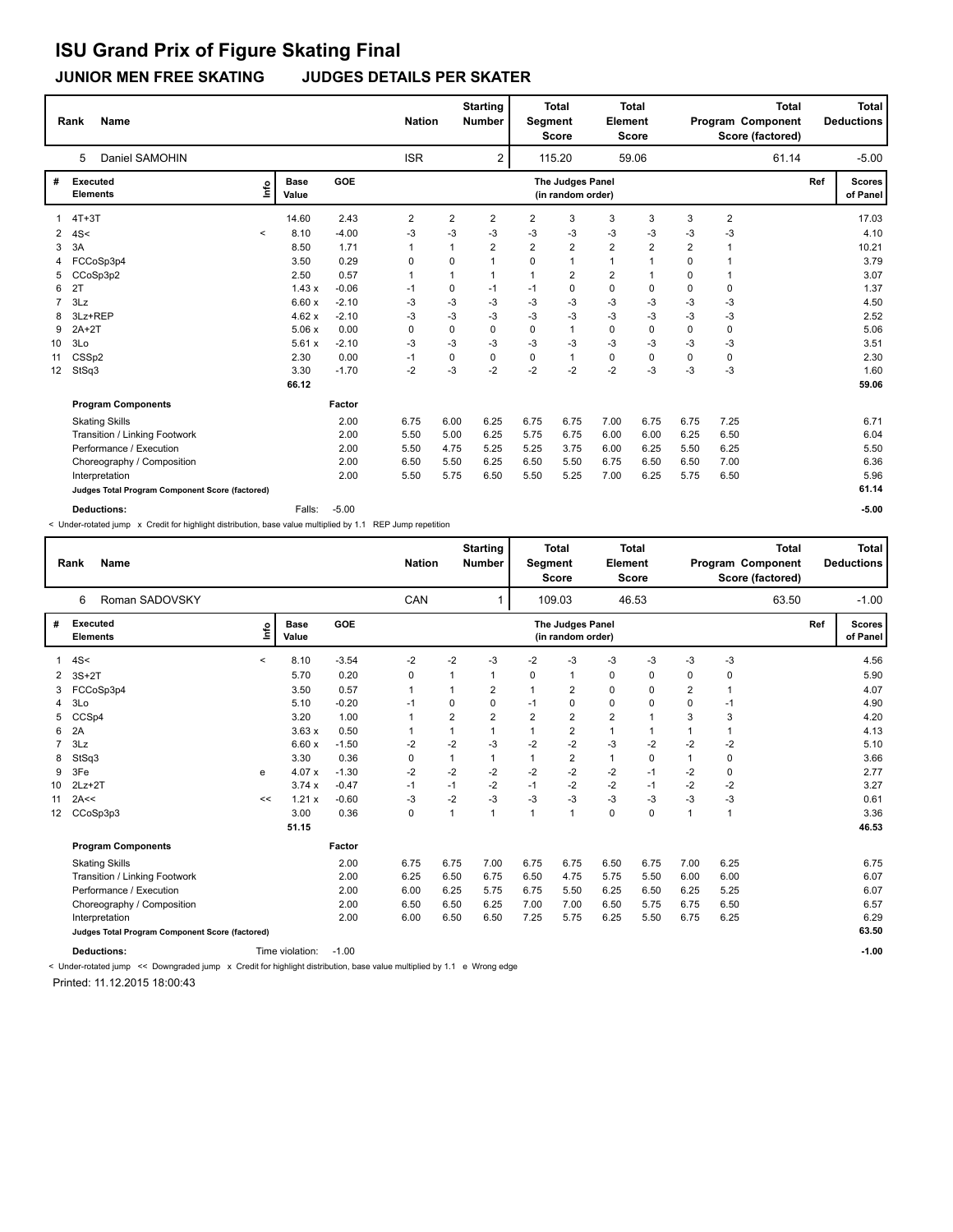# ISU Grand Prix of Figure Skating Final

**JUNIOR MEN FREE SKATING JUDGES DETAILS PER SKATER**

| Rank | Name | Nation | Starting Number | Total Segment Score | Total Element Score | Total Program Component Score (factored) | Total Deductions |
|---|---|---|---|---|---|---|---|
| 5 | Daniel SAMOHIN | ISR | 2 | 115.20 | 59.06 | 61.14 | -5.00 |

| # | Executed Elements | Info | Base Value | GOE | J1 | J2 | J3 | J4 | J5 | J6 | J7 | J8 | J9 | Ref | Scores of Panel |
|---|---|---|---|---|---|---|---|---|---|---|---|---|---|---|---|
| 1 | 4T+3T | | 14.60 | 2.43 | 2 | 2 | 2 | 2 | 3 | 3 | 3 | 3 | 2 | | 17.03 |
| 2 | 4S< | < | 8.10 | -4.00 | -3 | -3 | -3 | -3 | -3 | -3 | -3 | -3 | -3 | | 4.10 |
| 3 | 3A | | 8.50 | 1.71 | 1 | 1 | 2 | 2 | 2 | 2 | 2 | 2 | 1 | | 10.21 |
| 4 | FCCoSp3p4 | | 3.50 | 0.29 | 0 | 0 | 1 | 0 | 1 | 1 | 1 | 0 | 1 | | 3.79 |
| 5 | CCoSp3p2 | | 2.50 | 0.57 | 1 | 1 | 1 | 1 | 2 | 2 | 1 | 0 | 1 | | 3.07 |
| 6 | 2T | | 1.43 x | -0.06 | -1 | 0 | -1 | -1 | 0 | 0 | 0 | 0 | 0 | | 1.37 |
| 7 | 3Lz | | 6.60 x | -2.10 | -3 | -3 | -3 | -3 | -3 | -3 | -3 | -3 | -3 | | 4.50 |
| 8 | 3Lz+REP | | 4.62 x | -2.10 | -3 | -3 | -3 | -3 | -3 | -3 | -3 | -3 | -3 | | 2.52 |
| 9 | 2A+2T | | 5.06 x | 0.00 | 0 | 0 | 0 | 0 | 1 | 0 | 0 | 0 | 0 | | 5.06 |
| 10 | 3Lo | | 5.61 x | -2.10 | -3 | -3 | -3 | -3 | -3 | -3 | -3 | -3 | -3 | | 3.51 |
| 11 | CSSp2 | | 2.30 | 0.00 | -1 | 0 | 0 | 0 | 1 | 0 | 0 | 0 | 0 | | 2.30 |
| 12 | StSq3 | | 3.30 | -1.70 | -2 | -3 | -2 | -2 | -2 | -2 | -3 | -3 | -3 | | 1.60 |
| | | | 66.12 | | | | | | | | | | | | 59.06 |
| | **Program Components** | | | Factor | | | | | | | | | | | |
| | Skating Skills | | | 2.00 | 6.75 | 6.00 | 6.25 | 6.75 | 6.75 | 7.00 | 6.75 | 6.75 | 7.25 | | 6.71 |
| | Transition / Linking Footwork | | | 2.00 | 5.50 | 5.00 | 6.25 | 5.75 | 6.75 | 6.00 | 6.00 | 6.25 | 6.50 | | 6.04 |
| | Performance / Execution | | | 2.00 | 5.50 | 4.75 | 5.25 | 5.25 | 3.75 | 6.00 | 6.25 | 5.50 | 6.25 | | 5.50 |
| | Choreography / Composition | | | 2.00 | 6.50 | 5.50 | 6.25 | 6.50 | 5.50 | 6.75 | 6.50 | 6.50 | 7.00 | | 6.36 |
| | Interpretation | | | 2.00 | 5.50 | 5.75 | 6.50 | 5.50 | 5.25 | 7.00 | 6.25 | 5.75 | 6.50 | | 5.96 |
| | **Judges Total Program Component Score (factored)** | | | | | | | | | | | | | | 61.14 |
| | **Deductions:** | | Falls: | -5.00 | | | | | | | | | | | -5.00 |

< Under-rotated jump x Credit for highlight distribution, base value multiplied by 1.1 REP Jump repetition

| Rank | Name | Nation | Starting Number | Total Segment Score | Total Element Score | Total Program Component Score (factored) | Total Deductions |
|---|---|---|---|---|---|---|---|
| 6 | Roman SADOVSKY | CAN | 1 | 109.03 | 46.53 | 63.50 | -1.00 |

| # | Executed Elements | Info | Base Value | GOE | J1 | J2 | J3 | J4 | J5 | J6 | J7 | J8 | J9 | Ref | Scores of Panel |
|---|---|---|---|---|---|---|---|---|---|---|---|---|---|---|---|
| 1 | 4S< | < | 8.10 | -3.54 | -2 | -2 | -3 | -2 | -3 | -3 | -3 | -3 | -3 | | 4.56 |
| 2 | 3S+2T | | 5.70 | 0.20 | 0 | 1 | 1 | 0 | 1 | 0 | 0 | 0 | 0 | | 5.90 |
| 3 | FCCoSp3p4 | | 3.50 | 0.57 | 1 | 1 | 2 | 1 | 2 | 0 | 0 | 2 | 1 | | 4.07 |
| 4 | 3Lo | | 5.10 | -0.20 | -1 | 0 | 0 | -1 | 0 | 0 | 0 | 0 | -1 | | 4.90 |
| 5 | CCSp4 | | 3.20 | 1.00 | 1 | 2 | 2 | 2 | 2 | 2 | 1 | 3 | 3 | | 4.20 |
| 6 | 2A | | 3.63 x | 0.50 | 1 | 1 | 1 | 1 | 2 | 1 | 1 | 1 | 1 | | 4.13 |
| 7 | 3Lz | | 6.60 x | -1.50 | -2 | -2 | -3 | -2 | -2 | -3 | -2 | -2 | -2 | | 5.10 |
| 8 | StSq3 | | 3.30 | 0.36 | 0 | 1 | 1 | 1 | 2 | 1 | 0 | 1 | 0 | | 3.66 |
| 9 | 3Fe | e | 4.07 x | -1.30 | -2 | -2 | -2 | -2 | -2 | -2 | -1 | -2 | 0 | | 2.77 |
| 10 | 2Lz+2T | | 3.74 x | -0.47 | -1 | -1 | -2 | -1 | -2 | -2 | -1 | -2 | -2 | | 3.27 |
| 11 | 2A<< | << | 1.21 x | -0.60 | -3 | -2 | -3 | -3 | -3 | -3 | -3 | -3 | -3 | | 0.61 |
| 12 | CCoSp3p3 | | 3.00 | 0.36 | 0 | 1 | 1 | 1 | 1 | 0 | 0 | 1 | 1 | | 3.36 |
| | | | 51.15 | | | | | | | | | | | | 46.53 |
| | **Program Components** | | | Factor | | | | | | | | | | | |
| | Skating Skills | | | 2.00 | 6.75 | 6.75 | 7.00 | 6.75 | 6.75 | 6.50 | 6.75 | 7.00 | 6.25 | | 6.75 |
| | Transition / Linking Footwork | | | 2.00 | 6.25 | 6.50 | 6.75 | 6.50 | 4.75 | 5.75 | 5.50 | 6.00 | 6.00 | | 6.07 |
| | Performance / Execution | | | 2.00 | 6.00 | 6.25 | 5.75 | 6.75 | 5.50 | 6.25 | 6.50 | 6.25 | 5.25 | | 6.07 |
| | Choreography / Composition | | | 2.00 | 6.50 | 6.50 | 6.25 | 7.00 | 7.00 | 6.50 | 5.75 | 6.75 | 6.50 | | 6.57 |
| | Interpretation | | | 2.00 | 6.00 | 6.50 | 6.50 | 7.25 | 5.75 | 6.25 | 5.50 | 6.75 | 6.25 | | 6.29 |
| | **Judges Total Program Component Score (factored)** | | | | | | | | | | | | | | 63.50 |
| | **Deductions:** | | Time violation: | -1.00 | | | | | | | | | | | -1.00 |

< Under-rotated jump << Downgraded jump x Credit for highlight distribution, base value multiplied by 1.1 e Wrong edge

Printed: 11.12.2015 18:00:43